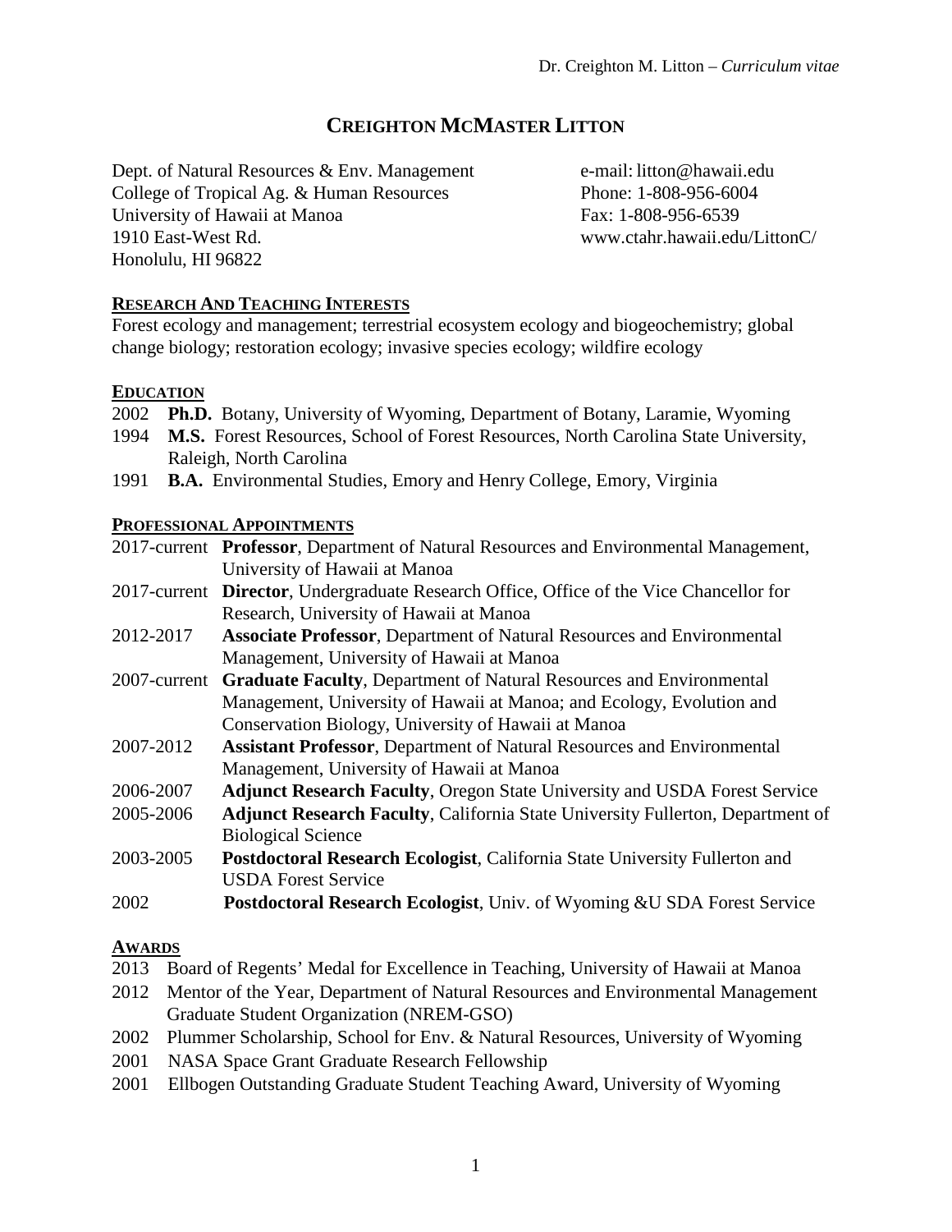# CREIGHTON MCMASTER LITTON

Dept. of Natural Resources & Env. Management
College of Tropical Ag. & Human Resources
University of Hawaii at Manoa
1910 East-West Rd.
Honolulu, HI 96822

e-mail: litton@hawaii.edu
Phone: 1-808-956-6004
Fax: 1-808-956-6539
www.ctahr.hawaii.edu/LittonC/

## RESEARCH AND TEACHING INTERESTS

Forest ecology and management; terrestrial ecosystem ecology and biogeochemistry; global change biology; restoration ecology; invasive species ecology; wildfire ecology

## EDUCATION

2002 **Ph.D.** Botany, University of Wyoming, Department of Botany, Laramie, Wyoming
1994 **M.S.** Forest Resources, School of Forest Resources, North Carolina State University, Raleigh, North Carolina
1991 **B.A.** Environmental Studies, Emory and Henry College, Emory, Virginia

## PROFESSIONAL APPOINTMENTS

2017-current **Professor**, Department of Natural Resources and Environmental Management, University of Hawaii at Manoa
2017-current **Director**, Undergraduate Research Office, Office of the Vice Chancellor for Research, University of Hawaii at Manoa
2012-2017 **Associate Professor**, Department of Natural Resources and Environmental Management, University of Hawaii at Manoa
2007-current **Graduate Faculty**, Department of Natural Resources and Environmental Management, University of Hawaii at Manoa; and Ecology, Evolution and Conservation Biology, University of Hawaii at Manoa
2007-2012 **Assistant Professor**, Department of Natural Resources and Environmental Management, University of Hawaii at Manoa
2006-2007 **Adjunct Research Faculty**, Oregon State University and USDA Forest Service
2005-2006 **Adjunct Research Faculty**, California State University Fullerton, Department of Biological Science
2003-2005 **Postdoctoral Research Ecologist**, California State University Fullerton and USDA Forest Service
2002 **Postdoctoral Research Ecologist**, Univ. of Wyoming &U SDA Forest Service

## AWARDS

2013 Board of Regents' Medal for Excellence in Teaching, University of Hawaii at Manoa
2012 Mentor of the Year, Department of Natural Resources and Environmental Management Graduate Student Organization (NREM-GSO)
2002 Plummer Scholarship, School for Env. & Natural Resources, University of Wyoming
2001 NASA Space Grant Graduate Research Fellowship
2001 Ellbogen Outstanding Graduate Student Teaching Award, University of Wyoming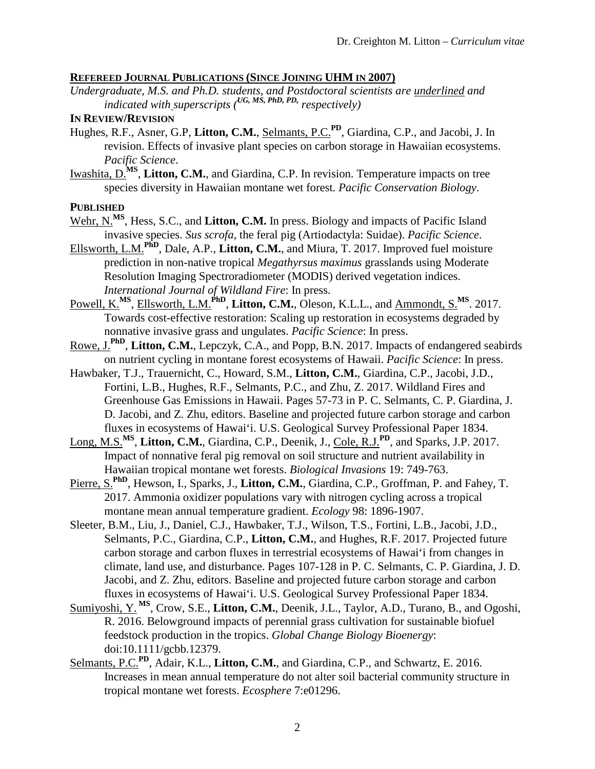## Refereed Journal Publications (Since Joining UHM in 2007)

*Undergraduate, M.S. and Ph.D. students, and Postdoctoral scientists are underlined and indicated with superscripts ([UG, MS, PhD, PD,] respectively)*

### In Review/Revision

Hughes, R.F., Asner, G.P, **Litton, C.M.**, Selmants, P.C.[PD], Giardina, C.P., and Jacobi, J. In revision. Effects of invasive plant species on carbon storage in Hawaiian ecosystems. *Pacific Science*.

Iwashita, D.[MS], **Litton, C.M.**, and Giardina, C.P. In revision. Temperature impacts on tree species diversity in Hawaiian montane wet forest. *Pacific Conservation Biology*.

### Published

Wehr, N.[MS], Hess, S.C., and **Litton, C.M.** In press. Biology and impacts of Pacific Island invasive species. *Sus scrofa*, the feral pig (Artiodactyla: Suidae). *Pacific Science*.

Ellsworth, L.M.[PhD], Dale, A.P., **Litton, C.M.**, and Miura, T. 2017. Improved fuel moisture prediction in non-native tropical *Megathyrsus maximus* grasslands using Moderate Resolution Imaging Spectroradiometer (MODIS) derived vegetation indices. *International Journal of Wildland Fire*: In press.

Powell, K.[MS], Ellsworth, L.M.[PhD], **Litton, C.M.**, Oleson, K.L.L., and Ammondt, S.[MS]. 2017. Towards cost-effective restoration: Scaling up restoration in ecosystems degraded by nonnative invasive grass and ungulates. *Pacific Science*: In press.

Rowe, J.[PhD], **Litton, C.M.**, Lepczyk, C.A., and Popp, B.N. 2017. Impacts of endangered seabirds on nutrient cycling in montane forest ecosystems of Hawaii. *Pacific Science*: In press.

Hawbaker, T.J., Trauernicht, C., Howard, S.M., **Litton, C.M.**, Giardina, C.P., Jacobi, J.D., Fortini, L.B., Hughes, R.F., Selmants, P.C., and Zhu, Z. 2017. Wildland Fires and Greenhouse Gas Emissions in Hawaii. Pages 57-73 in P. C. Selmants, C. P. Giardina, J. D. Jacobi, and Z. Zhu, editors. Baseline and projected future carbon storage and carbon fluxes in ecosystems of Hawai'i. U.S. Geological Survey Professional Paper 1834.

Long, M.S.[MS], **Litton, C.M.**, Giardina, C.P., Deenik, J., Cole, R.J.[PD], and Sparks, J.P. 2017. Impact of nonnative feral pig removal on soil structure and nutrient availability in Hawaiian tropical montane wet forests. *Biological Invasions* 19: 749-763.

Pierre, S.[PhD], Hewson, I., Sparks, J., **Litton, C.M.**, Giardina, C.P., Groffman, P. and Fahey, T. 2017. Ammonia oxidizer populations vary with nitrogen cycling across a tropical montane mean annual temperature gradient. *Ecology* 98: 1896-1907.

Sleeter, B.M., Liu, J., Daniel, C.J., Hawbaker, T.J., Wilson, T.S., Fortini, L.B., Jacobi, J.D., Selmants, P.C., Giardina, C.P., **Litton, C.M.**, and Hughes, R.F. 2017. Projected future carbon storage and carbon fluxes in terrestrial ecosystems of Hawai'i from changes in climate, land use, and disturbance. Pages 107-128 in P. C. Selmants, C. P. Giardina, J. D. Jacobi, and Z. Zhu, editors. Baseline and projected future carbon storage and carbon fluxes in ecosystems of Hawai'i. U.S. Geological Survey Professional Paper 1834.

Sumiyoshi, Y.[MS], Crow, S.E., **Litton, C.M.**, Deenik, J.L., Taylor, A.D., Turano, B., and Ogoshi, R. 2016. Belowground impacts of perennial grass cultivation for sustainable biofuel feedstock production in the tropics. *Global Change Biology Bioenergy*: doi:10.1111/gcbb.12379.

Selmants, P.C.[PD], Adair, K.L., **Litton, C.M.**, and Giardina, C.P., and Schwartz, E. 2016. Increases in mean annual temperature do not alter soil bacterial community structure in tropical montane wet forests. *Ecosphere* 7:e01296.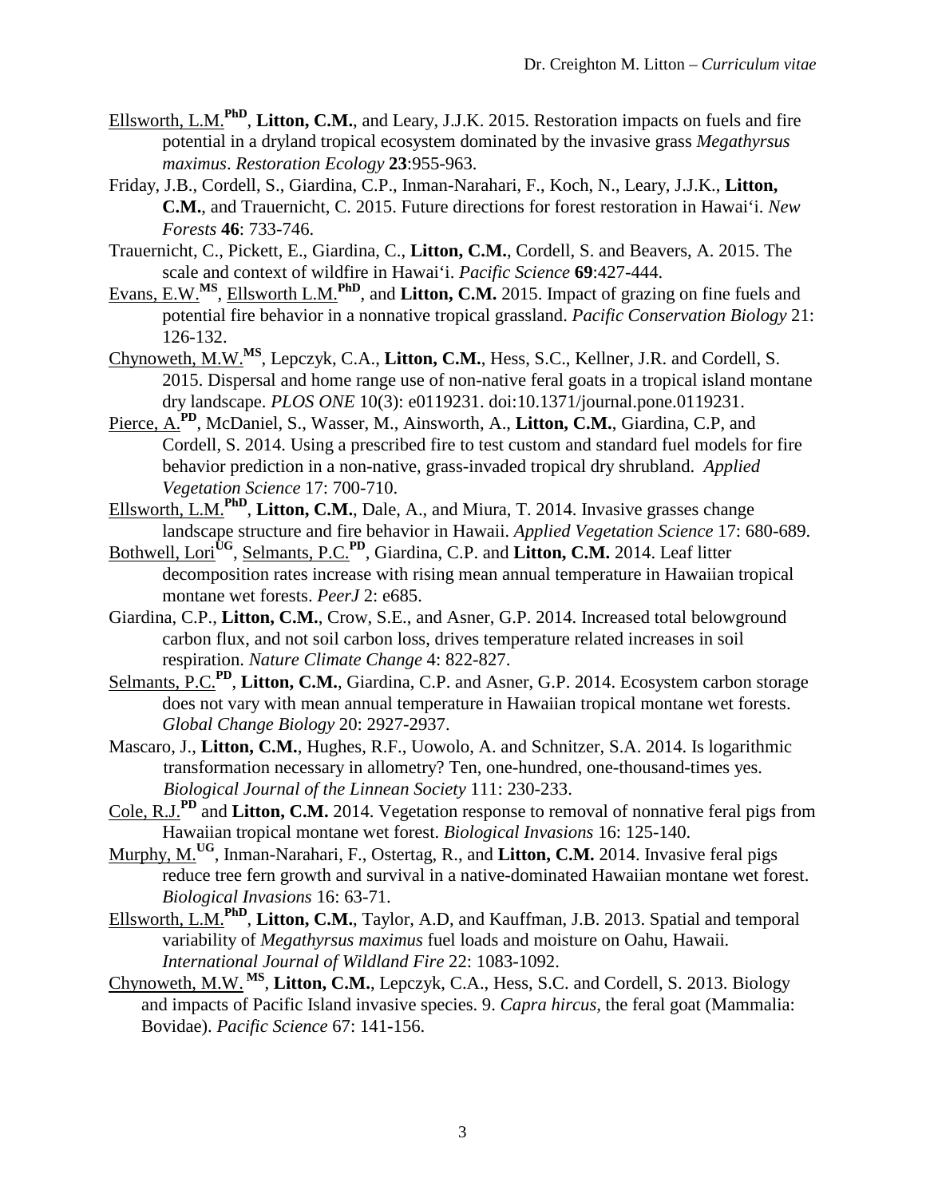<u>Ellsworth, L.M.</u>[PhD], **Litton, C.M.**, and Leary, J.J.K. 2015. Restoration impacts on fuels and fire potential in a dryland tropical ecosystem dominated by the invasive grass *Megathyrsus maximus*. *Restoration Ecology* **23**:955-963.

Friday, J.B., Cordell, S., Giardina, C.P., Inman-Narahari, F., Koch, N., Leary, J.J.K., **Litton, C.M.**, and Trauernicht, C. 2015. Future directions for forest restoration in Hawai'i. *New Forests* **46**: 733-746.

Trauernicht, C., Pickett, E., Giardina, C., **Litton, C.M.**, Cordell, S. and Beavers, A. 2015. The scale and context of wildfire in Hawai'i. *Pacific Science* **69**:427-444.

<u>Evans, E.W.</u>[MS], <u>Ellsworth L.M.</u>[PhD], and **Litton, C.M.** 2015. Impact of grazing on fine fuels and potential fire behavior in a nonnative tropical grassland. *Pacific Conservation Biology* 21: 126-132.

<u>Chynoweth, M.W.</u>[MS], Lepczyk, C.A., **Litton, C.M.**, Hess, S.C., Kellner, J.R. and Cordell, S. 2015. Dispersal and home range use of non-native feral goats in a tropical island montane dry landscape. *PLOS ONE* 10(3): e0119231. doi:10.1371/journal.pone.0119231.

<u>Pierce, A.</u>[PD], McDaniel, S., Wasser, M., Ainsworth, A., **Litton, C.M.**, Giardina, C.P, and Cordell, S. 2014. Using a prescribed fire to test custom and standard fuel models for fire behavior prediction in a non-native, grass-invaded tropical dry shrubland. *Applied Vegetation Science* 17: 700-710.

<u>Ellsworth, L.M.</u>[PhD], **Litton, C.M.**, Dale, A., and Miura, T. 2014. Invasive grasses change landscape structure and fire behavior in Hawaii. *Applied Vegetation Science* 17: 680-689.

<u>Bothwell, Lori</u>[UG], <u>Selmants, P.C.</u>[PD], Giardina, C.P. and **Litton, C.M.** 2014. Leaf litter decomposition rates increase with rising mean annual temperature in Hawaiian tropical montane wet forests. *PeerJ* 2: e685.

Giardina, C.P., **Litton, C.M.**, Crow, S.E., and Asner, G.P. 2014. Increased total belowground carbon flux, and not soil carbon loss, drives temperature related increases in soil respiration. *Nature Climate Change* 4: 822-827.

<u>Selmants, P.C.</u>[PD], **Litton, C.M.**, Giardina, C.P. and Asner, G.P. 2014. Ecosystem carbon storage does not vary with mean annual temperature in Hawaiian tropical montane wet forests. *Global Change Biology* 20: 2927-2937.

Mascaro, J., **Litton, C.M.**, Hughes, R.F., Uowolo, A. and Schnitzer, S.A. 2014. Is logarithmic transformation necessary in allometry? Ten, one-hundred, one-thousand-times yes. *Biological Journal of the Linnean Society* 111: 230-233.

<u>Cole, R.J.</u>[PD] and **Litton, C.M.** 2014. Vegetation response to removal of nonnative feral pigs from Hawaiian tropical montane wet forest. *Biological Invasions* 16: 125-140.

<u>Murphy, M.</u>[UG], Inman-Narahari, F., Ostertag, R., and **Litton, C.M.** 2014. Invasive feral pigs reduce tree fern growth and survival in a native-dominated Hawaiian montane wet forest. *Biological Invasions* 16: 63-71.

<u>Ellsworth, L.M.</u>[PhD], **Litton, C.M.**, Taylor, A.D, and Kauffman, J.B. 2013. Spatial and temporal variability of *Megathyrsus maximus* fuel loads and moisture on Oahu, Hawaii. *International Journal of Wildland Fire* 22: 1083-1092.

<u>Chynoweth, M.W.</u>[MS], **Litton, C.M.**, Lepczyk, C.A., Hess, S.C. and Cordell, S. 2013. Biology and impacts of Pacific Island invasive species. 9. *Capra hircus,* the feral goat (Mammalia: Bovidae). *Pacific Science* 67: 141-156.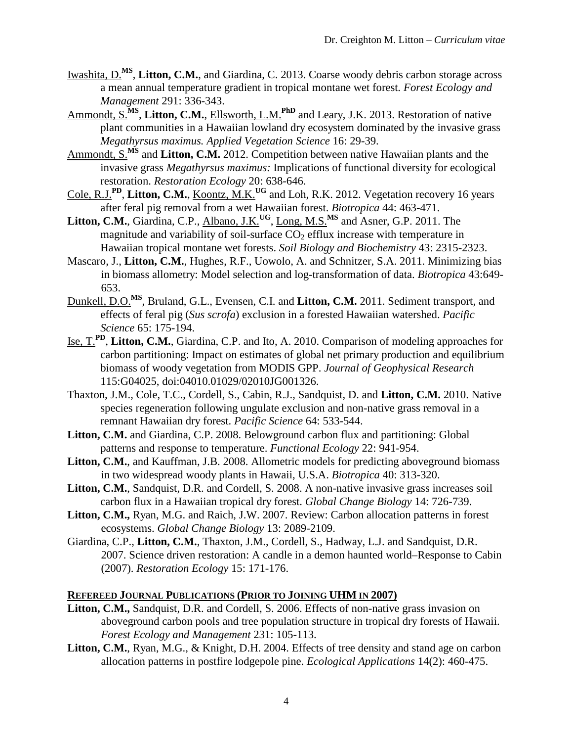Iwashita, D.[MS], **Litton, C.M.**, and Giardina, C. 2013. Coarse woody debris carbon storage across a mean annual temperature gradient in tropical montane wet forest. *Forest Ecology and Management* 291: 336-343.

Ammondt, S.[MS], **Litton, C.M.**, Ellsworth, L.M.[PhD] and Leary, J.K. 2013. Restoration of native plant communities in a Hawaiian lowland dry ecosystem dominated by the invasive grass *Megathyrsus maximus. Applied Vegetation Science* 16: 29-39.

Ammondt, S.[MS] and **Litton, C.M.** 2012. Competition between native Hawaiian plants and the invasive grass *Megathyrsus maximus:* Implications of functional diversity for ecological restoration. *Restoration Ecology* 20: 638-646.

Cole, R.J.[PD], **Litton, C.M.**, Koontz, M.K.[UG] and Loh, R.K. 2012. Vegetation recovery 16 years after feral pig removal from a wet Hawaiian forest. *Biotropica* 44: 463-471.

**Litton, C.M.**, Giardina, C.P., Albano, J.K.[UG], Long, M.S.[MS] and Asner, G.P. 2011. The magnitude and variability of soil-surface $CO_2$ efflux increase with temperature in Hawaiian tropical montane wet forests. *Soil Biology and Biochemistry* 43: 2315-2323.

Mascaro, J., **Litton, C.M.**, Hughes, R.F., Uowolo, A. and Schnitzer, S.A. 2011. Minimizing bias in biomass allometry: Model selection and log-transformation of data. *Biotropica* 43:649-653.

Dunkell, D.O.[MS], Bruland, G.L., Evensen, C.I. and **Litton, C.M.** 2011. Sediment transport, and effects of feral pig (*Sus scrofa*) exclusion in a forested Hawaiian watershed. *Pacific Science* 65: 175-194.

Ise, T.[PD], **Litton, C.M.**, Giardina, C.P. and Ito, A. 2010. Comparison of modeling approaches for carbon partitioning: Impact on estimates of global net primary production and equilibrium biomass of woody vegetation from MODIS GPP. *Journal of Geophysical Research* 115:G04025, doi:04010.01029/02010JG001326.

Thaxton, J.M., Cole, T.C., Cordell, S., Cabin, R.J., Sandquist, D. and **Litton, C.M.** 2010. Native species regeneration following ungulate exclusion and non-native grass removal in a remnant Hawaiian dry forest. *Pacific Science* 64: 533-544.

**Litton, C.M.** and Giardina, C.P. 2008. Belowground carbon flux and partitioning: Global patterns and response to temperature. *Functional Ecology* 22: 941-954.

**Litton, C.M.**, and Kauffman, J.B. 2008. Allometric models for predicting aboveground biomass in two widespread woody plants in Hawaii, U.S.A. *Biotropica* 40: 313-320.

**Litton, C.M.**, Sandquist, D.R. and Cordell, S. 2008. A non-native invasive grass increases soil carbon flux in a Hawaiian tropical dry forest. *Global Change Biology* 14: 726-739.

**Litton, C.M.,** Ryan, M.G. and Raich, J.W. 2007. Review: Carbon allocation patterns in forest ecosystems. *Global Change Biology* 13: 2089-2109.

Giardina, C.P., **Litton, C.M.**, Thaxton, J.M., Cordell, S., Hadway, L.J. and Sandquist, D.R. 2007. Science driven restoration: A candle in a demon haunted world–Response to Cabin (2007). *Restoration Ecology* 15: 171-176.

## **REFEREED JOURNAL PUBLICATIONS (PRIOR TO JOINING UHM IN 2007)**

**Litton, C.M.,** Sandquist, D.R. and Cordell, S. 2006. Effects of non-native grass invasion on aboveground carbon pools and tree population structure in tropical dry forests of Hawaii. *Forest Ecology and Management* 231: 105-113.

**Litton, C.M.**, Ryan, M.G., & Knight, D.H. 2004. Effects of tree density and stand age on carbon allocation patterns in postfire lodgepole pine. *Ecological Applications* 14(2): 460-475.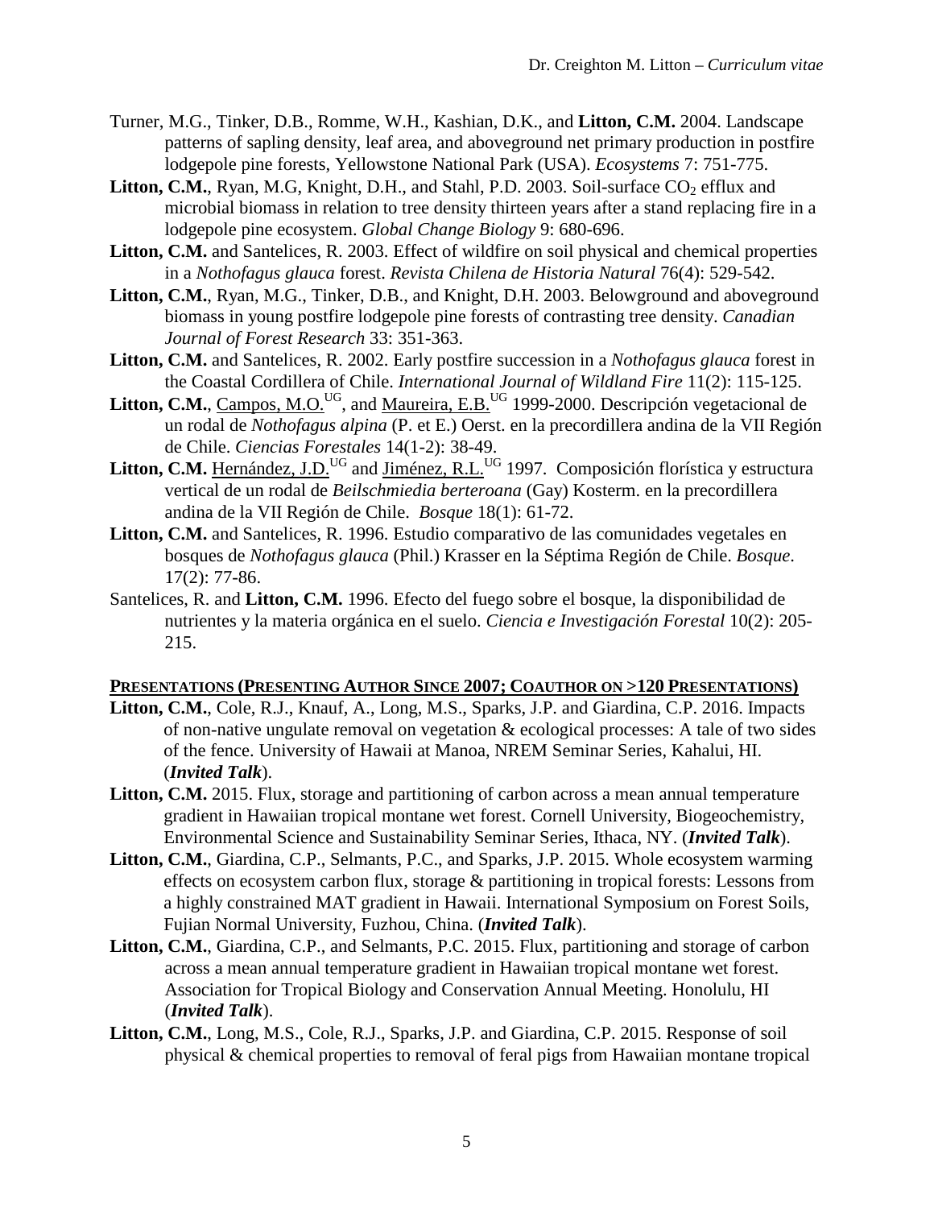Turner, M.G., Tinker, D.B., Romme, W.H., Kashian, D.K., and **Litton, C.M.** 2004. Landscape patterns of sapling density, leaf area, and aboveground net primary production in postfire lodgepole pine forests, Yellowstone National Park (USA). *Ecosystems* 7: 751-775.

**Litton, C.M.**, Ryan, M.G, Knight, D.H., and Stahl, P.D. 2003. Soil-surface $CO_2$ efflux and microbial biomass in relation to tree density thirteen years after a stand replacing fire in a lodgepole pine ecosystem. *Global Change Biology* 9: 680-696.

**Litton, C.M.** and Santelices, R. 2003. Effect of wildfire on soil physical and chemical properties in a *Nothofagus glauca* forest. *Revista Chilena de Historia Natural* 76(4): 529-542.

**Litton, C.M.**, Ryan, M.G., Tinker, D.B., and Knight, D.H. 2003. Belowground and aboveground biomass in young postfire lodgepole pine forests of contrasting tree density. *Canadian Journal of Forest Research* 33: 351-363.

**Litton, C.M.** and Santelices, R. 2002. Early postfire succession in a *Nothofagus glauca* forest in the Coastal Cordillera of Chile. *International Journal of Wildland Fire* 11(2): 115-125.

**Litton, C.M.**, Campos, M.O.[UG], and Maureira, E.B.[UG] 1999-2000. Descripción vegetacional de un rodal de *Nothofagus alpina* (P. et E.) Oerst. en la precordillera andina de la VII Región de Chile. *Ciencias Forestales* 14(1-2): 38-49.

**Litton, C.M.** Hernández, J.D.[UG] and Jiménez, R.L.[UG] 1997. Composición florística y estructura vertical de un rodal de *Beilschmiedia berteroana* (Gay) Kosterm. en la precordillera andina de la VII Región de Chile. *Bosque* 18(1): 61-72.

**Litton, C.M.** and Santelices, R. 1996. Estudio comparativo de las comunidades vegetales en bosques de *Nothofagus glauca* (Phil.) Krasser en la Séptima Región de Chile. *Bosque*. 17(2): 77-86.

Santelices, R. and **Litton, C.M.** 1996. Efecto del fuego sobre el bosque, la disponibilidad de nutrientes y la materia orgánica en el suelo. *Ciencia e Investigación Forestal* 10(2): 205-215.

## PRESENTATIONS (PRESENTING AUTHOR SINCE 2007; COAUTHOR ON >120 PRESENTATIONS)

**Litton, C.M.**, Cole, R.J., Knauf, A., Long, M.S., Sparks, J.P. and Giardina, C.P. 2016. Impacts of non-native ungulate removal on vegetation & ecological processes: A tale of two sides of the fence. University of Hawaii at Manoa, NREM Seminar Series, Kahalui, HI. (***Invited Talk***).

**Litton, C.M.** 2015. Flux, storage and partitioning of carbon across a mean annual temperature gradient in Hawaiian tropical montane wet forest. Cornell University, Biogeochemistry, Environmental Science and Sustainability Seminar Series, Ithaca, NY. (***Invited Talk***).

**Litton, C.M.**, Giardina, C.P., Selmants, P.C., and Sparks, J.P. 2015. Whole ecosystem warming effects on ecosystem carbon flux, storage & partitioning in tropical forests: Lessons from a highly constrained MAT gradient in Hawaii. International Symposium on Forest Soils, Fujian Normal University, Fuzhou, China. (***Invited Talk***).

**Litton, C.M.**, Giardina, C.P., and Selmants, P.C. 2015. Flux, partitioning and storage of carbon across a mean annual temperature gradient in Hawaiian tropical montane wet forest. Association for Tropical Biology and Conservation Annual Meeting. Honolulu, HI (***Invited Talk***).

**Litton, C.M.**, Long, M.S., Cole, R.J., Sparks, J.P. and Giardina, C.P. 2015. Response of soil physical & chemical properties to removal of feral pigs from Hawaiian montane tropical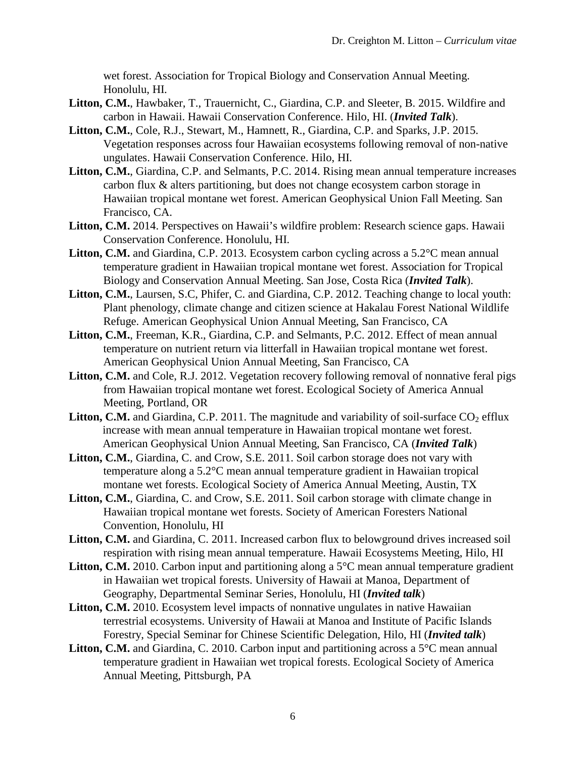wet forest. Association for Tropical Biology and Conservation Annual Meeting. Honolulu, HI.

**Litton, C.M.**, Hawbaker, T., Trauernicht, C., Giardina, C.P. and Sleeter, B. 2015. Wildfire and carbon in Hawaii. Hawaii Conservation Conference. Hilo, HI. (***Invited Talk***).

**Litton, C.M.**, Cole, R.J., Stewart, M., Hamnett, R., Giardina, C.P. and Sparks, J.P. 2015. Vegetation responses across four Hawaiian ecosystems following removal of non-native ungulates. Hawaii Conservation Conference. Hilo, HI.

**Litton, C.M.**, Giardina, C.P. and Selmants, P.C. 2014. Rising mean annual temperature increases carbon flux & alters partitioning, but does not change ecosystem carbon storage in Hawaiian tropical montane wet forest. American Geophysical Union Fall Meeting. San Francisco, CA.

**Litton, C.M.** 2014. Perspectives on Hawaii's wildfire problem: Research science gaps. Hawaii Conservation Conference. Honolulu, HI.

**Litton, C.M.** and Giardina, C.P. 2013. Ecosystem carbon cycling across a 5.2°C mean annual temperature gradient in Hawaiian tropical montane wet forest. Association for Tropical Biology and Conservation Annual Meeting. San Jose, Costa Rica (***Invited Talk***).

**Litton, C.M.**, Laursen, S.C, Phifer, C. and Giardina, C.P. 2012. Teaching change to local youth: Plant phenology, climate change and citizen science at Hakalau Forest National Wildlife Refuge. American Geophysical Union Annual Meeting, San Francisco, CA

**Litton, C.M.**, Freeman, K.R., Giardina, C.P. and Selmants, P.C. 2012. Effect of mean annual temperature on nutrient return via litterfall in Hawaiian tropical montane wet forest. American Geophysical Union Annual Meeting, San Francisco, CA

**Litton, C.M.** and Cole, R.J. 2012. Vegetation recovery following removal of nonnative feral pigs from Hawaiian tropical montane wet forest. Ecological Society of America Annual Meeting, Portland, OR

**Litton, C.M.** and Giardina, C.P. 2011. The magnitude and variability of soil-surface $CO_2$ efflux increase with mean annual temperature in Hawaiian tropical montane wet forest. American Geophysical Union Annual Meeting, San Francisco, CA (***Invited Talk***)

**Litton, C.M.**, Giardina, C. and Crow, S.E. 2011. Soil carbon storage does not vary with temperature along a 5.2°C mean annual temperature gradient in Hawaiian tropical montane wet forests. Ecological Society of America Annual Meeting, Austin, TX

**Litton, C.M.**, Giardina, C. and Crow, S.E. 2011. Soil carbon storage with climate change in Hawaiian tropical montane wet forests. Society of American Foresters National Convention, Honolulu, HI

**Litton, C.M.** and Giardina, C. 2011. Increased carbon flux to belowground drives increased soil respiration with rising mean annual temperature. Hawaii Ecosystems Meeting, Hilo, HI

**Litton, C.M.** 2010. Carbon input and partitioning along a 5°C mean annual temperature gradient in Hawaiian wet tropical forests. University of Hawaii at Manoa, Department of Geography, Departmental Seminar Series, Honolulu, HI (***Invited talk***)

**Litton, C.M.** 2010. Ecosystem level impacts of nonnative ungulates in native Hawaiian terrestrial ecosystems. University of Hawaii at Manoa and Institute of Pacific Islands Forestry, Special Seminar for Chinese Scientific Delegation, Hilo, HI (***Invited talk***)

**Litton, C.M.** and Giardina, C. 2010. Carbon input and partitioning across a 5°C mean annual temperature gradient in Hawaiian wet tropical forests. Ecological Society of America Annual Meeting, Pittsburgh, PA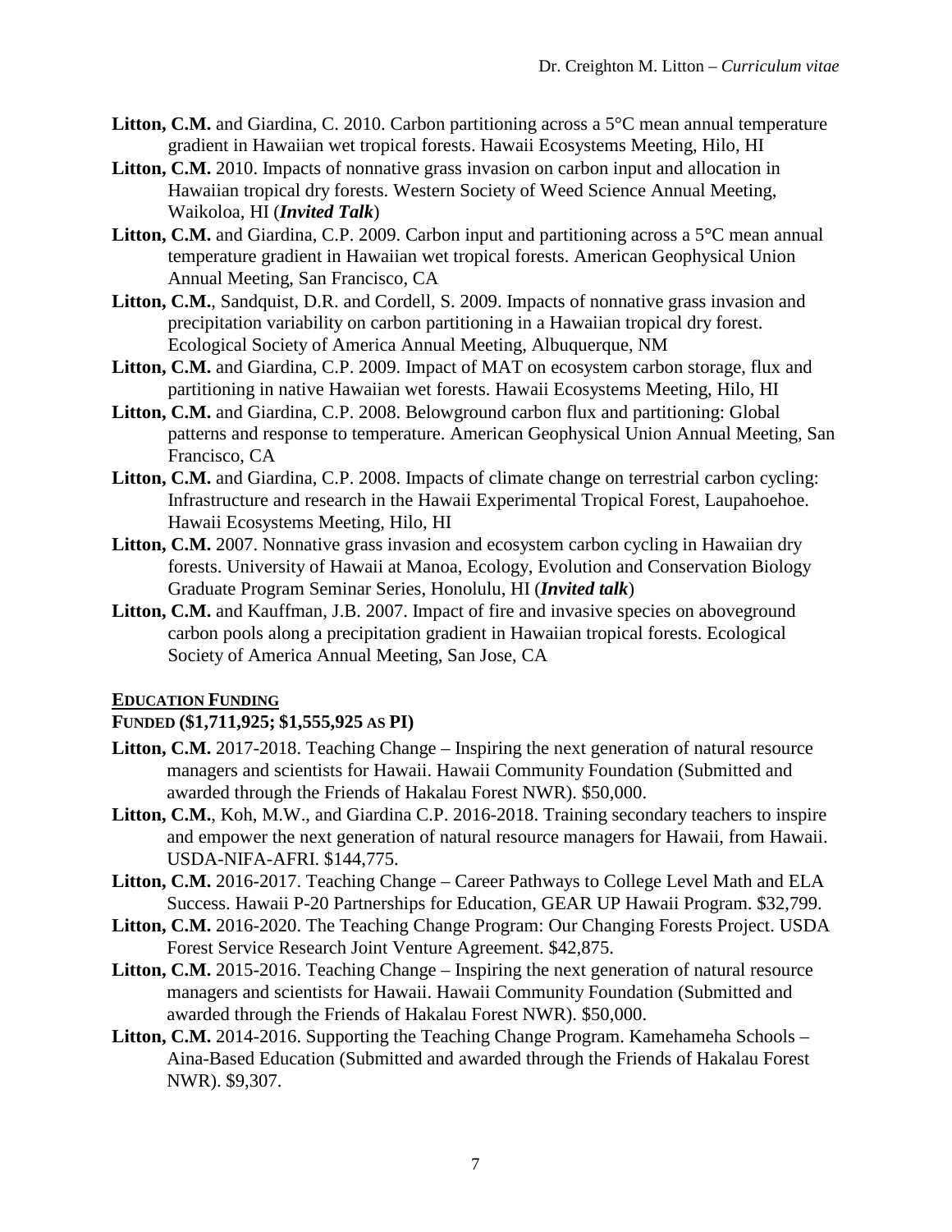**Litton, C.M.** and Giardina, C. 2010. Carbon partitioning across a 5°C mean annual temperature gradient in Hawaiian wet tropical forests. Hawaii Ecosystems Meeting, Hilo, HI

**Litton, C.M.** 2010. Impacts of nonnative grass invasion on carbon input and allocation in Hawaiian tropical dry forests. Western Society of Weed Science Annual Meeting, Waikoloa, HI (***Invited Talk***)

**Litton, C.M.** and Giardina, C.P. 2009. Carbon input and partitioning across a 5°C mean annual temperature gradient in Hawaiian wet tropical forests. American Geophysical Union Annual Meeting, San Francisco, CA

**Litton, C.M.**, Sandquist, D.R. and Cordell, S. 2009. Impacts of nonnative grass invasion and precipitation variability on carbon partitioning in a Hawaiian tropical dry forest. Ecological Society of America Annual Meeting, Albuquerque, NM

**Litton, C.M.** and Giardina, C.P. 2009. Impact of MAT on ecosystem carbon storage, flux and partitioning in native Hawaiian wet forests. Hawaii Ecosystems Meeting, Hilo, HI

**Litton, C.M.** and Giardina, C.P. 2008. Belowground carbon flux and partitioning: Global patterns and response to temperature. American Geophysical Union Annual Meeting, San Francisco, CA

**Litton, C.M.** and Giardina, C.P. 2008. Impacts of climate change on terrestrial carbon cycling: Infrastructure and research in the Hawaii Experimental Tropical Forest, Laupahoehoe. Hawaii Ecosystems Meeting, Hilo, HI

**Litton, C.M.** 2007. Nonnative grass invasion and ecosystem carbon cycling in Hawaiian dry forests. University of Hawaii at Manoa, Ecology, Evolution and Conservation Biology Graduate Program Seminar Series, Honolulu, HI (***Invited talk***)

**Litton, C.M.** and Kauffman, J.B. 2007. Impact of fire and invasive species on aboveground carbon pools along a precipitation gradient in Hawaiian tropical forests. Ecological Society of America Annual Meeting, San Jose, CA

## EDUCATION FUNDING

**FUNDED ($1,711,925; $1,555,925 AS PI)**

**Litton, C.M.** 2017-2018. Teaching Change – Inspiring the next generation of natural resource managers and scientists for Hawaii. Hawaii Community Foundation (Submitted and awarded through the Friends of Hakalau Forest NWR). $50,000.

**Litton, C.M.**, Koh, M.W., and Giardina C.P. 2016-2018. Training secondary teachers to inspire and empower the next generation of natural resource managers for Hawaii, from Hawaii. USDA-NIFA-AFRI. $144,775.

**Litton, C.M.** 2016-2017. Teaching Change – Career Pathways to College Level Math and ELA Success. Hawaii P-20 Partnerships for Education, GEAR UP Hawaii Program. $32,799.

**Litton, C.M.** 2016-2020. The Teaching Change Program: Our Changing Forests Project. USDA Forest Service Research Joint Venture Agreement. $42,875.

**Litton, C.M.** 2015-2016. Teaching Change – Inspiring the next generation of natural resource managers and scientists for Hawaii. Hawaii Community Foundation (Submitted and awarded through the Friends of Hakalau Forest NWR). $50,000.

**Litton, C.M.** 2014-2016. Supporting the Teaching Change Program. Kamehameha Schools – Aina-Based Education (Submitted and awarded through the Friends of Hakalau Forest NWR). $9,307.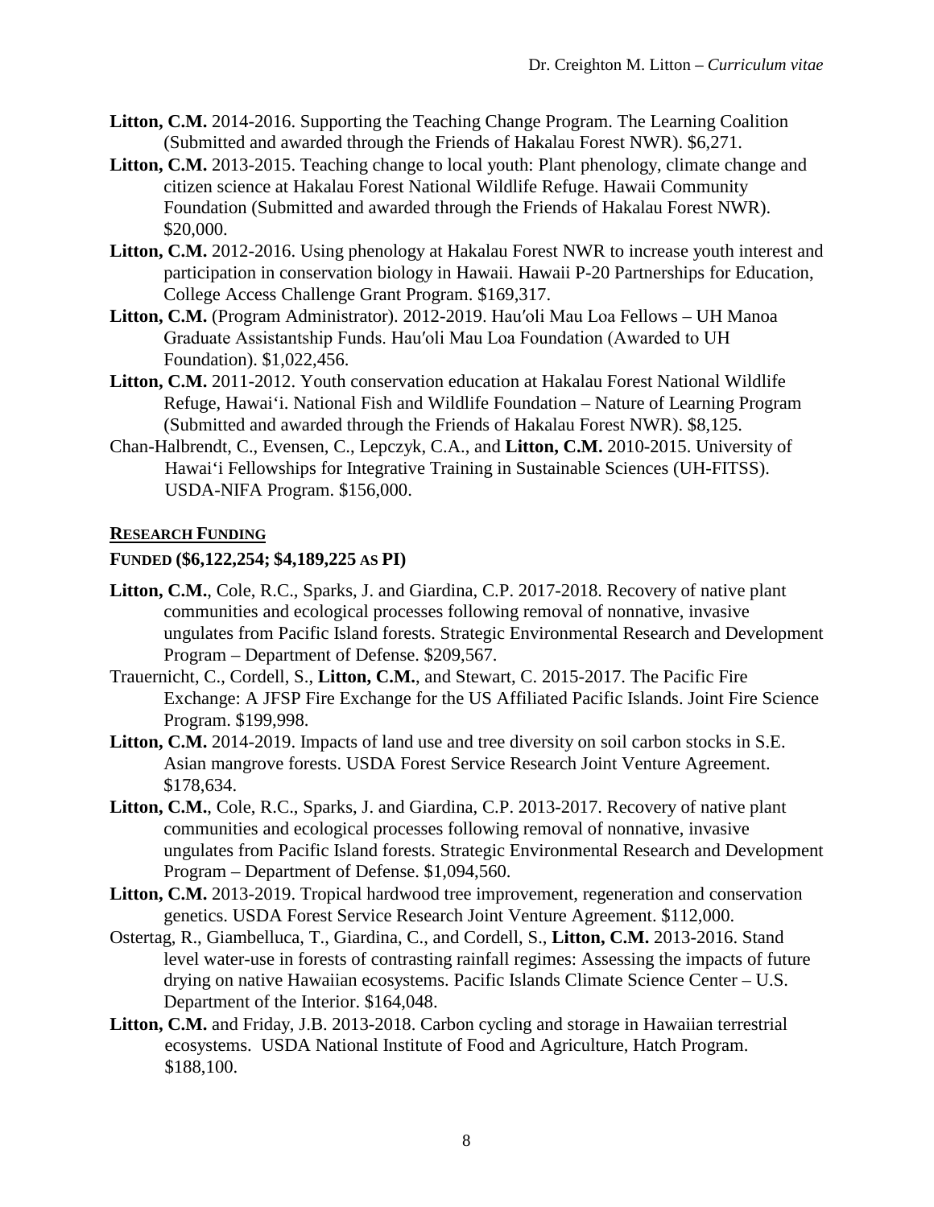**Litton, C.M.** 2014-2016. Supporting the Teaching Change Program. The Learning Coalition (Submitted and awarded through the Friends of Hakalau Forest NWR). \$6,271.

**Litton, C.M.** 2013-2015. Teaching change to local youth: Plant phenology, climate change and citizen science at Hakalau Forest National Wildlife Refuge. Hawaii Community Foundation (Submitted and awarded through the Friends of Hakalau Forest NWR). \$20,000.

**Litton, C.M.** 2012-2016. Using phenology at Hakalau Forest NWR to increase youth interest and participation in conservation biology in Hawaii. Hawaii P-20 Partnerships for Education, College Access Challenge Grant Program. \$169,317.

**Litton, C.M.** (Program Administrator). 2012-2019. Hau′oli Mau Loa Fellows – UH Manoa Graduate Assistantship Funds. Hau′oli Mau Loa Foundation (Awarded to UH Foundation). \$1,022,456.

**Litton, C.M.** 2011-2012. Youth conservation education at Hakalau Forest National Wildlife Refuge, Hawaiʻi. National Fish and Wildlife Foundation – Nature of Learning Program (Submitted and awarded through the Friends of Hakalau Forest NWR). \$8,125.

Chan-Halbrendt, C., Evensen, C., Lepczyk, C.A., and **Litton, C.M.** 2010-2015. University of Hawaiʻi Fellowships for Integrative Training in Sustainable Sciences (UH-FITSS). USDA-NIFA Program. \$156,000.

## <u>RESEARCH FUNDING</u>

### FUNDED (\$6,122,254; \$4,189,225 AS PI)

**Litton, C.M.**, Cole, R.C., Sparks, J. and Giardina, C.P. 2017-2018. Recovery of native plant communities and ecological processes following removal of nonnative, invasive ungulates from Pacific Island forests. Strategic Environmental Research and Development Program – Department of Defense. \$209,567.

Trauernicht, C., Cordell, S., **Litton, C.M.**, and Stewart, C. 2015-2017. The Pacific Fire Exchange: A JFSP Fire Exchange for the US Affiliated Pacific Islands. Joint Fire Science Program. \$199,998.

**Litton, C.M.** 2014-2019. Impacts of land use and tree diversity on soil carbon stocks in S.E. Asian mangrove forests. USDA Forest Service Research Joint Venture Agreement. \$178,634.

**Litton, C.M.**, Cole, R.C., Sparks, J. and Giardina, C.P. 2013-2017. Recovery of native plant communities and ecological processes following removal of nonnative, invasive ungulates from Pacific Island forests. Strategic Environmental Research and Development Program – Department of Defense. \$1,094,560.

**Litton, C.M.** 2013-2019. Tropical hardwood tree improvement, regeneration and conservation genetics. USDA Forest Service Research Joint Venture Agreement. \$112,000.

Ostertag, R., Giambelluca, T., Giardina, C., and Cordell, S., **Litton, C.M.** 2013-2016. Stand level water-use in forests of contrasting rainfall regimes: Assessing the impacts of future drying on native Hawaiian ecosystems. Pacific Islands Climate Science Center – U.S. Department of the Interior. \$164,048.

**Litton, C.M.** and Friday, J.B. 2013-2018. Carbon cycling and storage in Hawaiian terrestrial ecosystems. USDA National Institute of Food and Agriculture, Hatch Program. \$188,100.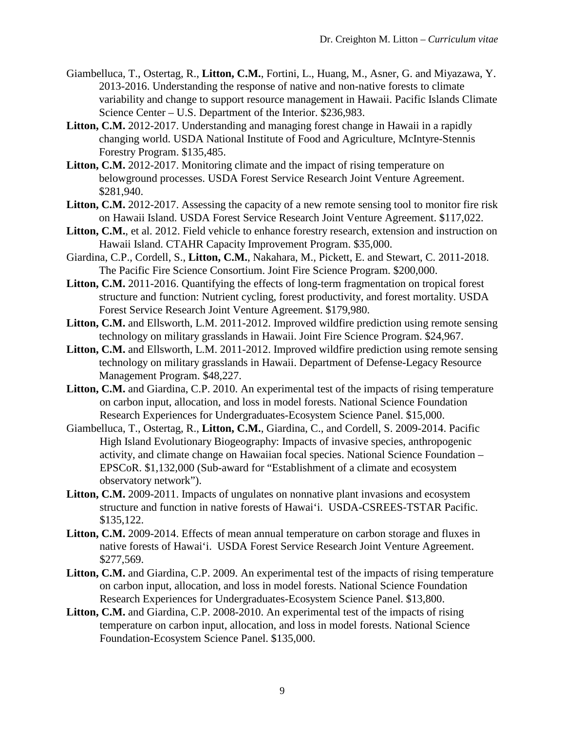Giambelluca, T., Ostertag, R., **Litton, C.M.**, Fortini, L., Huang, M., Asner, G. and Miyazawa, Y. 2013-2016. Understanding the response of native and non-native forests to climate variability and change to support resource management in Hawaii. Pacific Islands Climate Science Center – U.S. Department of the Interior. $236,983.

**Litton, C.M.** 2012-2017. Understanding and managing forest change in Hawaii in a rapidly changing world. USDA National Institute of Food and Agriculture, McIntyre-Stennis Forestry Program. $135,485.

**Litton, C.M.** 2012-2017. Monitoring climate and the impact of rising temperature on belowground processes. USDA Forest Service Research Joint Venture Agreement. $281,940.

**Litton, C.M.** 2012-2017. Assessing the capacity of a new remote sensing tool to monitor fire risk on Hawaii Island. USDA Forest Service Research Joint Venture Agreement. $117,022.

**Litton, C.M.**, et al. 2012. Field vehicle to enhance forestry research, extension and instruction on Hawaii Island. CTAHR Capacity Improvement Program. $35,000.

Giardina, C.P., Cordell, S., **Litton, C.M.**, Nakahara, M., Pickett, E. and Stewart, C. 2011-2018. The Pacific Fire Science Consortium. Joint Fire Science Program. $200,000.

**Litton, C.M.** 2011-2016. Quantifying the effects of long-term fragmentation on tropical forest structure and function: Nutrient cycling, forest productivity, and forest mortality. USDA Forest Service Research Joint Venture Agreement. $179,980.

**Litton, C.M.** and Ellsworth, L.M. 2011-2012. Improved wildfire prediction using remote sensing technology on military grasslands in Hawaii. Joint Fire Science Program. $24,967.

**Litton, C.M.** and Ellsworth, L.M. 2011-2012. Improved wildfire prediction using remote sensing technology on military grasslands in Hawaii. Department of Defense-Legacy Resource Management Program. $48,227.

**Litton, C.M.** and Giardina, C.P. 2010. An experimental test of the impacts of rising temperature on carbon input, allocation, and loss in model forests. National Science Foundation Research Experiences for Undergraduates-Ecosystem Science Panel. $15,000.

Giambelluca, T., Ostertag, R., **Litton, C.M.**, Giardina, C., and Cordell, S. 2009-2014. Pacific High Island Evolutionary Biogeography: Impacts of invasive species, anthropogenic activity, and climate change on Hawaiian focal species. National Science Foundation – EPSCoR. $1,132,000 (Sub-award for "Establishment of a climate and ecosystem observatory network").

**Litton, C.M.** 2009-2011. Impacts of ungulates on nonnative plant invasions and ecosystem structure and function in native forests of Hawai‘i. USDA-CSREES-TSTAR Pacific. $135,122.

**Litton, C.M.** 2009-2014. Effects of mean annual temperature on carbon storage and fluxes in native forests of Hawai‘i. USDA Forest Service Research Joint Venture Agreement. $277,569.

**Litton, C.M.** and Giardina, C.P. 2009. An experimental test of the impacts of rising temperature on carbon input, allocation, and loss in model forests. National Science Foundation Research Experiences for Undergraduates-Ecosystem Science Panel. $13,800.

**Litton, C.M.** and Giardina, C.P. 2008-2010. An experimental test of the impacts of rising temperature on carbon input, allocation, and loss in model forests. National Science Foundation-Ecosystem Science Panel. $135,000.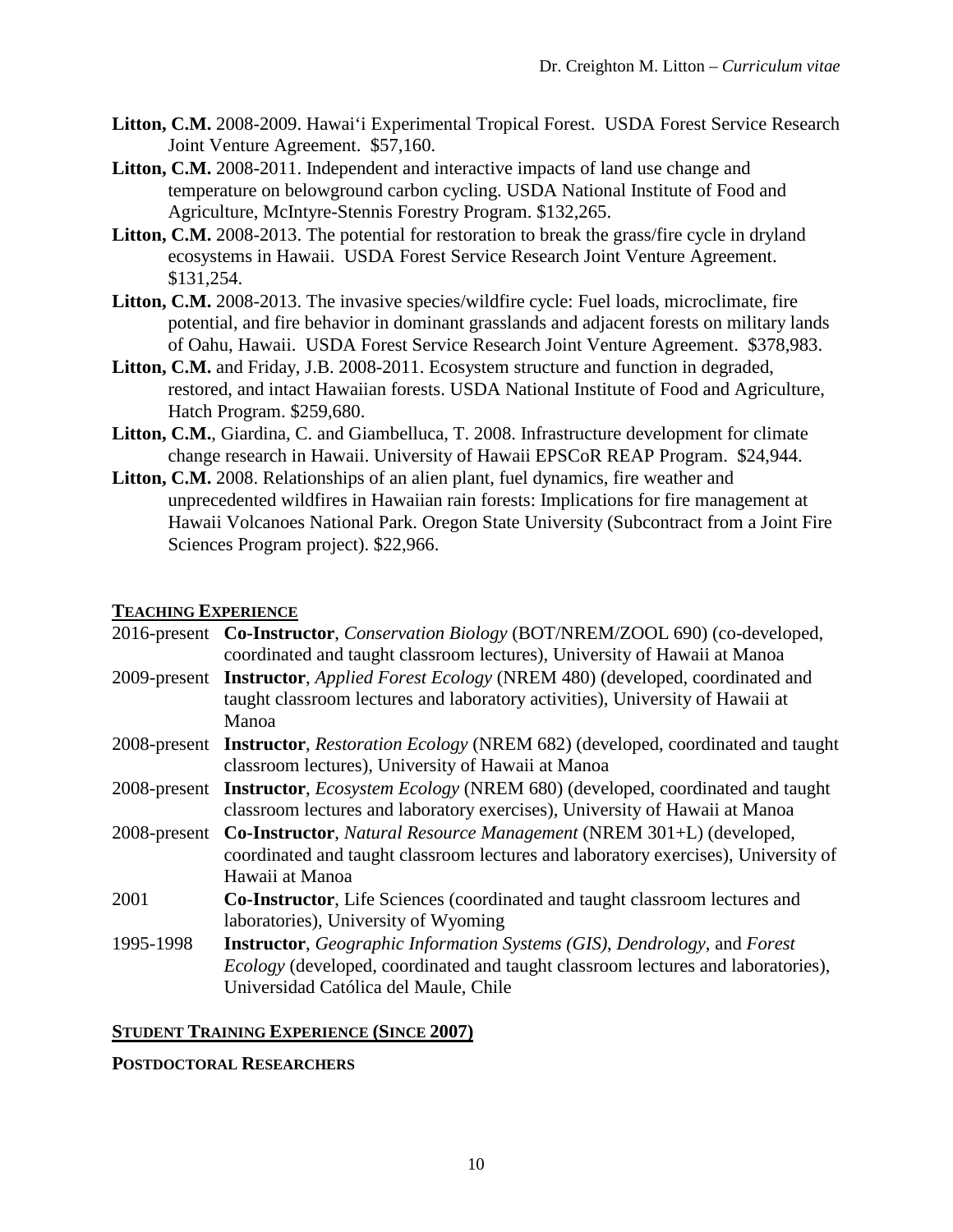**Litton, C.M.** 2008-2009. Hawai'i Experimental Tropical Forest. USDA Forest Service Research Joint Venture Agreement. $57,160.

**Litton, C.M.** 2008-2011. Independent and interactive impacts of land use change and temperature on belowground carbon cycling. USDA National Institute of Food and Agriculture, McIntyre-Stennis Forestry Program. $132,265.

**Litton, C.M.** 2008-2013. The potential for restoration to break the grass/fire cycle in dryland ecosystems in Hawaii. USDA Forest Service Research Joint Venture Agreement. $131,254.

**Litton, C.M.** 2008-2013. The invasive species/wildfire cycle: Fuel loads, microclimate, fire potential, and fire behavior in dominant grasslands and adjacent forests on military lands of Oahu, Hawaii. USDA Forest Service Research Joint Venture Agreement. $378,983.

**Litton, C.M.** and Friday, J.B. 2008-2011. Ecosystem structure and function in degraded, restored, and intact Hawaiian forests. USDA National Institute of Food and Agriculture, Hatch Program. $259,680.

**Litton, C.M.**, Giardina, C. and Giambelluca, T. 2008. Infrastructure development for climate change research in Hawaii. University of Hawaii EPSCoR REAP Program. $24,944.

**Litton, C.M.** 2008. Relationships of an alien plant, fuel dynamics, fire weather and unprecedented wildfires in Hawaiian rain forests: Implications for fire management at Hawaii Volcanoes National Park. Oregon State University (Subcontract from a Joint Fire Sciences Program project). $22,966.

## TEACHING EXPERIENCE

| | |
|---|---|
| 2016-present | **Co-Instructor**, *Conservation Biology* (BOT/NREM/ZOOL 690) (co-developed, coordinated and taught classroom lectures), University of Hawaii at Manoa |
| 2009-present | **Instructor**, *Applied Forest Ecology* (NREM 480) (developed, coordinated and taught classroom lectures and laboratory activities), University of Hawaii at Manoa |
| 2008-present | **Instructor**, *Restoration Ecology* (NREM 682) (developed, coordinated and taught classroom lectures), University of Hawaii at Manoa |
| 2008-present | **Instructor**, *Ecosystem Ecology* (NREM 680) (developed, coordinated and taught classroom lectures and laboratory exercises), University of Hawaii at Manoa |
| 2008-present | **Co-Instructor**, *Natural Resource Management* (NREM 301+L) (developed, coordinated and taught classroom lectures and laboratory exercises), University of Hawaii at Manoa |
| 2001 | **Co-Instructor**, Life Sciences (coordinated and taught classroom lectures and laboratories), University of Wyoming |
| 1995-1998 | **Instructor**, *Geographic Information Systems (GIS)*, *Dendrology*, and *Forest Ecology* (developed, coordinated and taught classroom lectures and laboratories), Universidad Católica del Maule, Chile |

## STUDENT TRAINING EXPERIENCE (SINCE 2007)

### POSTDOCTORAL RESEARCHERS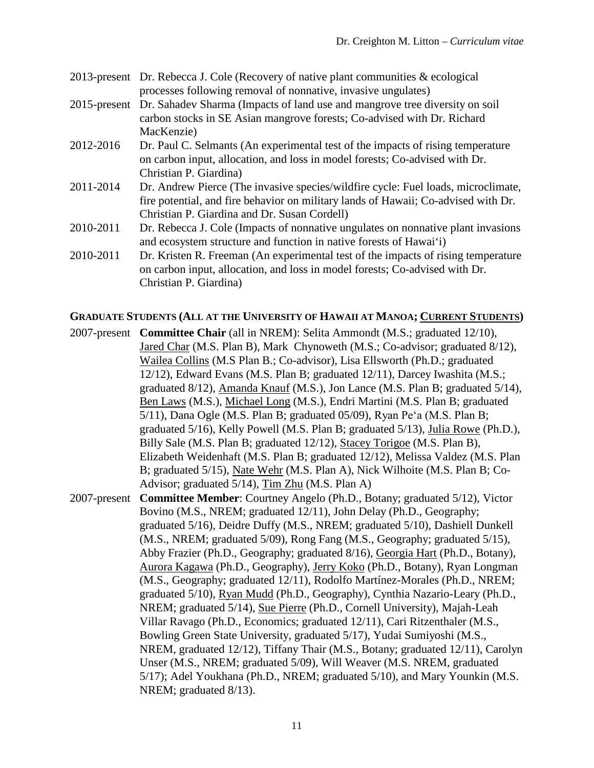2013-present Dr. Rebecca J. Cole (Recovery of native plant communities & ecological processes following removal of nonnative, invasive ungulates)

2015-present Dr. Sahadev Sharma (Impacts of land use and mangrove tree diversity on soil carbon stocks in SE Asian mangrove forests; Co-advised with Dr. Richard MacKenzie)

2012-2016 Dr. Paul C. Selmants (An experimental test of the impacts of rising temperature on carbon input, allocation, and loss in model forests; Co-advised with Dr. Christian P. Giardina)

2011-2014 Dr. Andrew Pierce (The invasive species/wildfire cycle: Fuel loads, microclimate, fire potential, and fire behavior on military lands of Hawaii; Co-advised with Dr. Christian P. Giardina and Dr. Susan Cordell)

2010-2011 Dr. Rebecca J. Cole (Impacts of nonnative ungulates on nonnative plant invasions and ecosystem structure and function in native forests of Hawaiʻi)

2010-2011 Dr. Kristen R. Freeman (An experimental test of the impacts of rising temperature on carbon input, allocation, and loss in model forests; Co-advised with Dr. Christian P. Giardina)

## GRADUATE STUDENTS (ALL AT THE UNIVERSITY OF HAWAII AT MANOA; CURRENT STUDENTS)

2007-present **Committee Chair** (all in NREM): Selita Ammondt (M.S.; graduated 12/10), Jared Char (M.S. Plan B), Mark Chynoweth (M.S.; Co-advisor; graduated 8/12), Wailea Collins (M.S Plan B.; Co-advisor), Lisa Ellsworth (Ph.D.; graduated 12/12), Edward Evans (M.S. Plan B; graduated 12/11), Darcey Iwashita (M.S.; graduated 8/12), Amanda Knauf (M.S.), Jon Lance (M.S. Plan B; graduated 5/14), Ben Laws (M.S.), Michael Long (M.S.), Endri Martini (M.S. Plan B; graduated 5/11), Dana Ogle (M.S. Plan B; graduated 05/09), Ryan Peʻa (M.S. Plan B; graduated 5/16), Kelly Powell (M.S. Plan B; graduated 5/13), Julia Rowe (Ph.D.), Billy Sale (M.S. Plan B; graduated 12/12), Stacey Torigoe (M.S. Plan B), Elizabeth Weidenhaft (M.S. Plan B; graduated 12/12), Melissa Valdez (M.S. Plan B; graduated 5/15), Nate Wehr (M.S. Plan A), Nick Wilhoite (M.S. Plan B; Co-Advisor; graduated 5/14), Tim Zhu (M.S. Plan A)

2007-present **Committee Member**: Courtney Angelo (Ph.D., Botany; graduated 5/12), Victor Bovino (M.S., NREM; graduated 12/11), John Delay (Ph.D., Geography; graduated 5/16), Deidre Duffy (M.S., NREM; graduated 5/10), Dashiell Dunkell (M.S., NREM; graduated 5/09), Rong Fang (M.S., Geography; graduated 5/15), Abby Frazier (Ph.D., Geography; graduated 8/16), Georgia Hart (Ph.D., Botany), Aurora Kagawa (Ph.D., Geography), Jerry Koko (Ph.D., Botany), Ryan Longman (M.S., Geography; graduated 12/11), Rodolfo Martínez-Morales (Ph.D., NREM; graduated 5/10), Ryan Mudd (Ph.D., Geography), Cynthia Nazario-Leary (Ph.D., NREM; graduated 5/14), Sue Pierre (Ph.D., Cornell University), Majah-Leah Villar Ravago (Ph.D., Economics; graduated 12/11), Cari Ritzenthaler (M.S., Bowling Green State University, graduated 5/17), Yudai Sumiyoshi (M.S., NREM, graduated 12/12), Tiffany Thair (M.S., Botany; graduated 12/11), Carolyn Unser (M.S., NREM; graduated 5/09), Will Weaver (M.S. NREM, graduated 5/17); Adel Youkhana (Ph.D., NREM; graduated 5/10), and Mary Younkin (M.S. NREM; graduated 8/13).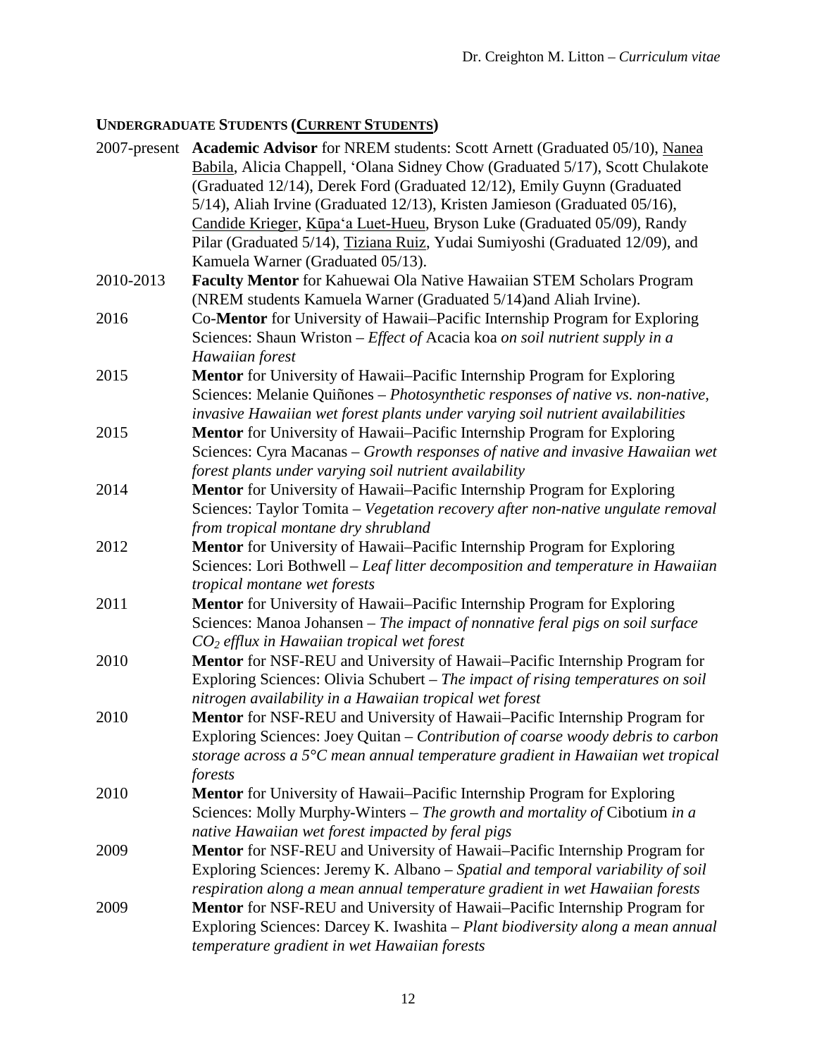## UNDERGRADUATE STUDENTS (<u>CURRENT STUDENTS</u>)

2007-present **Academic Advisor** for NREM students: Scott Arnett (Graduated 05/10), <u>Nanea Babila</u>, Alicia Chappell, ʻOlana Sidney Chow (Graduated 5/17), Scott Chulakote (Graduated 12/14), Derek Ford (Graduated 12/12), Emily Guynn (Graduated 5/14), Aliah Irvine (Graduated 12/13), Kristen Jamieson (Graduated 05/16), <u>Candide Krieger</u>, <u>Kūpaʻa Luet-Hueu</u>, Bryson Luke (Graduated 05/09), Randy Pilar (Graduated 5/14), <u>Tiziana Ruiz</u>, Yudai Sumiyoshi (Graduated 12/09), and Kamuela Warner (Graduated 05/13).

2010-2013 **Faculty Mentor** for Kahuewai Ola Native Hawaiian STEM Scholars Program (NREM students Kamuela Warner (Graduated 5/14)and Aliah Irvine).

2016 Co-**Mentor** for University of Hawaii–Pacific Internship Program for Exploring Sciences: Shaun Wriston – *Effect of* Acacia koa *on soil nutrient supply in a Hawaiian forest*

2015 **Mentor** for University of Hawaii–Pacific Internship Program for Exploring Sciences: Melanie Quiñones – *Photosynthetic responses of native vs. non-native, invasive Hawaiian wet forest plants under varying soil nutrient availabilities*

2015 **Mentor** for University of Hawaii–Pacific Internship Program for Exploring Sciences: Cyra Macanas – *Growth responses of native and invasive Hawaiian wet forest plants under varying soil nutrient availability*

2014 **Mentor** for University of Hawaii–Pacific Internship Program for Exploring Sciences: Taylor Tomita – *Vegetation recovery after non-native ungulate removal from tropical montane dry shrubland*

2012 **Mentor** for University of Hawaii–Pacific Internship Program for Exploring Sciences: Lori Bothwell – *Leaf litter decomposition and temperature in Hawaiian tropical montane wet forests*

2011 **Mentor** for University of Hawaii–Pacific Internship Program for Exploring Sciences: Manoa Johansen – *The impact of nonnative feral pigs on soil surface $CO_2$ efflux in Hawaiian tropical wet forest*

2010 **Mentor** for NSF-REU and University of Hawaii–Pacific Internship Program for Exploring Sciences: Olivia Schubert – *The impact of rising temperatures on soil nitrogen availability in a Hawaiian tropical wet forest*

2010 **Mentor** for NSF-REU and University of Hawaii–Pacific Internship Program for Exploring Sciences: Joey Quitan – *Contribution of coarse woody debris to carbon storage across a 5°C mean annual temperature gradient in Hawaiian wet tropical forests*

2010 **Mentor** for University of Hawaii–Pacific Internship Program for Exploring Sciences: Molly Murphy-Winters – *The growth and mortality of* Cibotium *in a native Hawaiian wet forest impacted by feral pigs*

2009 **Mentor** for NSF-REU and University of Hawaii–Pacific Internship Program for Exploring Sciences: Jeremy K. Albano – *Spatial and temporal variability of soil respiration along a mean annual temperature gradient in wet Hawaiian forests*

2009 **Mentor** for NSF-REU and University of Hawaii–Pacific Internship Program for Exploring Sciences: Darcey K. Iwashita – *Plant biodiversity along a mean annual temperature gradient in wet Hawaiian forests*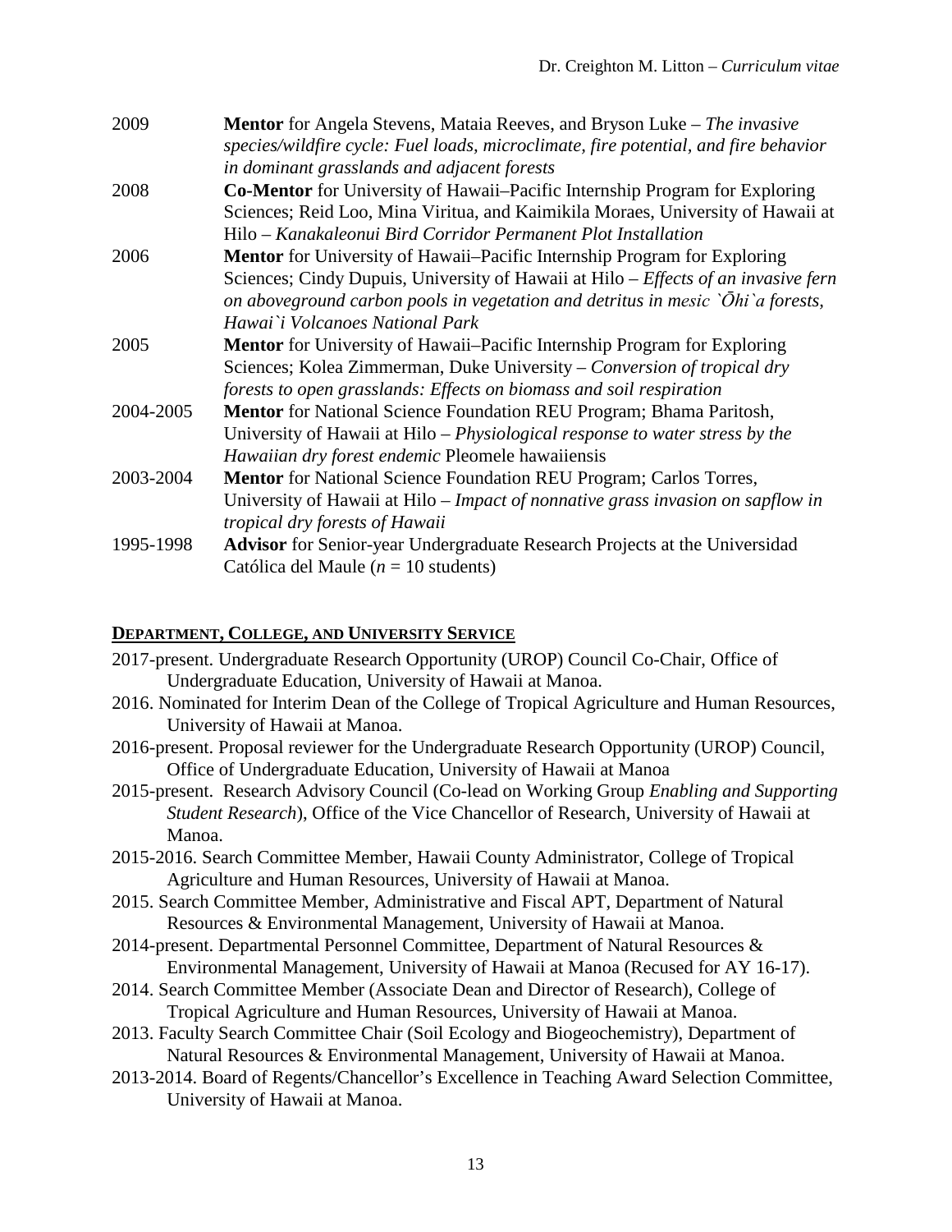2009 **Mentor** for Angela Stevens, Mataia Reeves, and Bryson Luke – *The invasive species/wildfire cycle: Fuel loads, microclimate, fire potential, and fire behavior in dominant grasslands and adjacent forests*

2008 **Co-Mentor** for University of Hawaii–Pacific Internship Program for Exploring Sciences; Reid Loo, Mina Viritua, and Kaimikila Moraes, University of Hawaii at Hilo – *Kanakaleonui Bird Corridor Permanent Plot Installation*

2006 **Mentor** for University of Hawaii–Pacific Internship Program for Exploring Sciences; Cindy Dupuis, University of Hawaii at Hilo – *Effects of an invasive fern on aboveground carbon pools in vegetation and detritus in mesic `Ōhi`a forests, Hawai`i Volcanoes National Park*

2005 **Mentor** for University of Hawaii–Pacific Internship Program for Exploring Sciences; Kolea Zimmerman, Duke University – *Conversion of tropical dry forests to open grasslands: Effects on biomass and soil respiration*

2004-2005 **Mentor** for National Science Foundation REU Program; Bhama Paritosh, University of Hawaii at Hilo – *Physiological response to water stress by the Hawaiian dry forest endemic* Pleomele hawaiiensis

2003-2004 **Mentor** for National Science Foundation REU Program; Carlos Torres, University of Hawaii at Hilo – *Impact of nonnative grass invasion on sapflow in tropical dry forests of Hawaii*

1995-1998 **Advisor** for Senior-year Undergraduate Research Projects at the Universidad Católica del Maule (*n* = 10 students)

## Department, College, and University Service

2017-present. Undergraduate Research Opportunity (UROP) Council Co-Chair, Office of Undergraduate Education, University of Hawaii at Manoa.

2016. Nominated for Interim Dean of the College of Tropical Agriculture and Human Resources, University of Hawaii at Manoa.

2016-present. Proposal reviewer for the Undergraduate Research Opportunity (UROP) Council, Office of Undergraduate Education, University of Hawaii at Manoa

2015-present. Research Advisory Council (Co-lead on Working Group *Enabling and Supporting Student Research*), Office of the Vice Chancellor of Research, University of Hawaii at Manoa.

2015-2016. Search Committee Member, Hawaii County Administrator, College of Tropical Agriculture and Human Resources, University of Hawaii at Manoa.

2015. Search Committee Member, Administrative and Fiscal APT, Department of Natural Resources & Environmental Management, University of Hawaii at Manoa.

2014-present. Departmental Personnel Committee, Department of Natural Resources & Environmental Management, University of Hawaii at Manoa (Recused for AY 16-17).

2014. Search Committee Member (Associate Dean and Director of Research), College of Tropical Agriculture and Human Resources, University of Hawaii at Manoa.

2013. Faculty Search Committee Chair (Soil Ecology and Biogeochemistry), Department of Natural Resources & Environmental Management, University of Hawaii at Manoa.

2013-2014. Board of Regents/Chancellor's Excellence in Teaching Award Selection Committee, University of Hawaii at Manoa.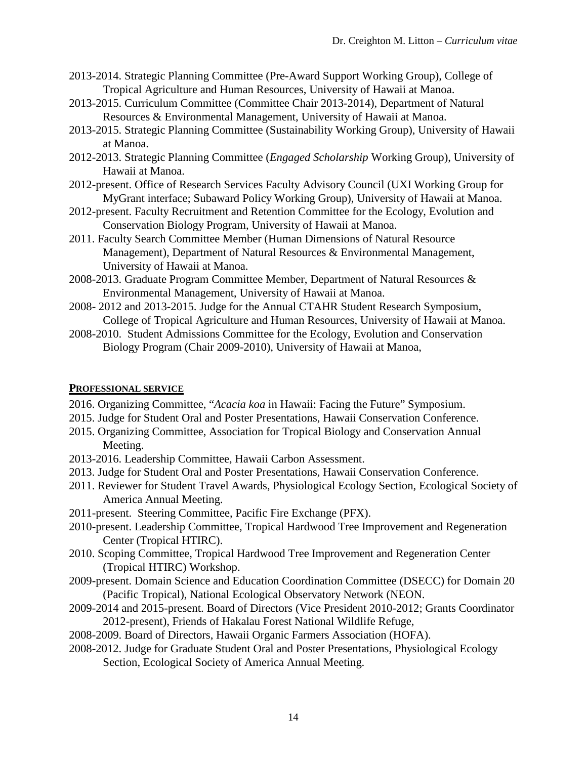2013-2014. Strategic Planning Committee (Pre-Award Support Working Group), College of Tropical Agriculture and Human Resources, University of Hawaii at Manoa.

2013-2015. Curriculum Committee (Committee Chair 2013-2014), Department of Natural Resources & Environmental Management, University of Hawaii at Manoa.

2013-2015. Strategic Planning Committee (Sustainability Working Group), University of Hawaii at Manoa.

2012-2013. Strategic Planning Committee (*Engaged Scholarship* Working Group), University of Hawaii at Manoa.

2012-present. Office of Research Services Faculty Advisory Council (UXI Working Group for MyGrant interface; Subaward Policy Working Group), University of Hawaii at Manoa.

2012-present. Faculty Recruitment and Retention Committee for the Ecology, Evolution and Conservation Biology Program, University of Hawaii at Manoa.

2011. Faculty Search Committee Member (Human Dimensions of Natural Resource Management), Department of Natural Resources & Environmental Management, University of Hawaii at Manoa.

2008-2013. Graduate Program Committee Member, Department of Natural Resources & Environmental Management, University of Hawaii at Manoa.

2008- 2012 and 2013-2015. Judge for the Annual CTAHR Student Research Symposium, College of Tropical Agriculture and Human Resources, University of Hawaii at Manoa.

2008-2010. Student Admissions Committee for the Ecology, Evolution and Conservation Biology Program (Chair 2009-2010), University of Hawaii at Manoa,

## PROFESSIONAL SERVICE

2016. Organizing Committee, "*Acacia koa* in Hawaii: Facing the Future" Symposium.

2015. Judge for Student Oral and Poster Presentations, Hawaii Conservation Conference.

2015. Organizing Committee, Association for Tropical Biology and Conservation Annual Meeting.

2013-2016. Leadership Committee, Hawaii Carbon Assessment.

2013. Judge for Student Oral and Poster Presentations, Hawaii Conservation Conference.

2011. Reviewer for Student Travel Awards, Physiological Ecology Section, Ecological Society of America Annual Meeting.

2011-present. Steering Committee, Pacific Fire Exchange (PFX).

2010-present. Leadership Committee, Tropical Hardwood Tree Improvement and Regeneration Center (Tropical HTIRC).

2010. Scoping Committee, Tropical Hardwood Tree Improvement and Regeneration Center (Tropical HTIRC) Workshop.

2009-present. Domain Science and Education Coordination Committee (DSECC) for Domain 20 (Pacific Tropical), National Ecological Observatory Network (NEON.

2009-2014 and 2015-present. Board of Directors (Vice President 2010-2012; Grants Coordinator 2012-present), Friends of Hakalau Forest National Wildlife Refuge,

2008-2009. Board of Directors, Hawaii Organic Farmers Association (HOFA).

2008-2012. Judge for Graduate Student Oral and Poster Presentations, Physiological Ecology Section, Ecological Society of America Annual Meeting.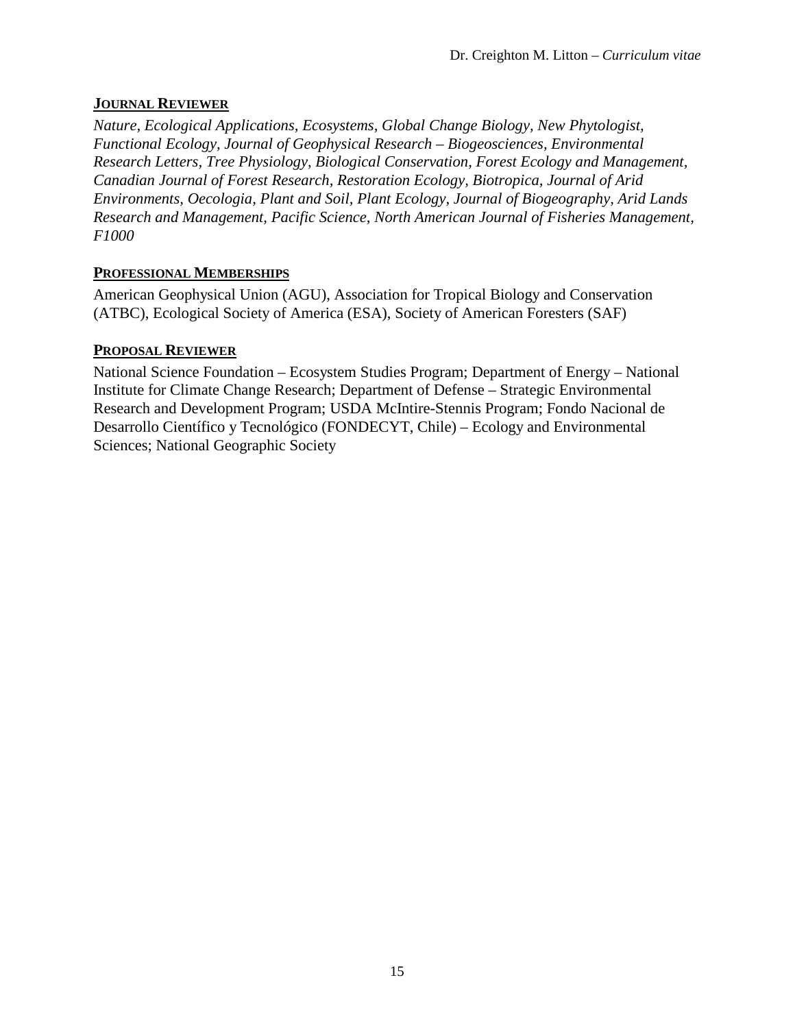## JOURNAL REVIEWER

*Nature, Ecological Applications, Ecosystems, Global Change Biology, New Phytologist, Functional Ecology, Journal of Geophysical Research – Biogeosciences, Environmental Research Letters, Tree Physiology, Biological Conservation, Forest Ecology and Management, Canadian Journal of Forest Research, Restoration Ecology, Biotropica, Journal of Arid Environments, Oecologia, Plant and Soil, Plant Ecology, Journal of Biogeography, Arid Lands Research and Management, Pacific Science, North American Journal of Fisheries Management, F1000*

## PROFESSIONAL MEMBERSHIPS

American Geophysical Union (AGU), Association for Tropical Biology and Conservation (ATBC), Ecological Society of America (ESA), Society of American Foresters (SAF)

## PROPOSAL REVIEWER

National Science Foundation – Ecosystem Studies Program; Department of Energy – National Institute for Climate Change Research; Department of Defense – Strategic Environmental Research and Development Program; USDA McIntire-Stennis Program; Fondo Nacional de Desarrollo Científico y Tecnológico (FONDECYT, Chile) – Ecology and Environmental Sciences; National Geographic Society